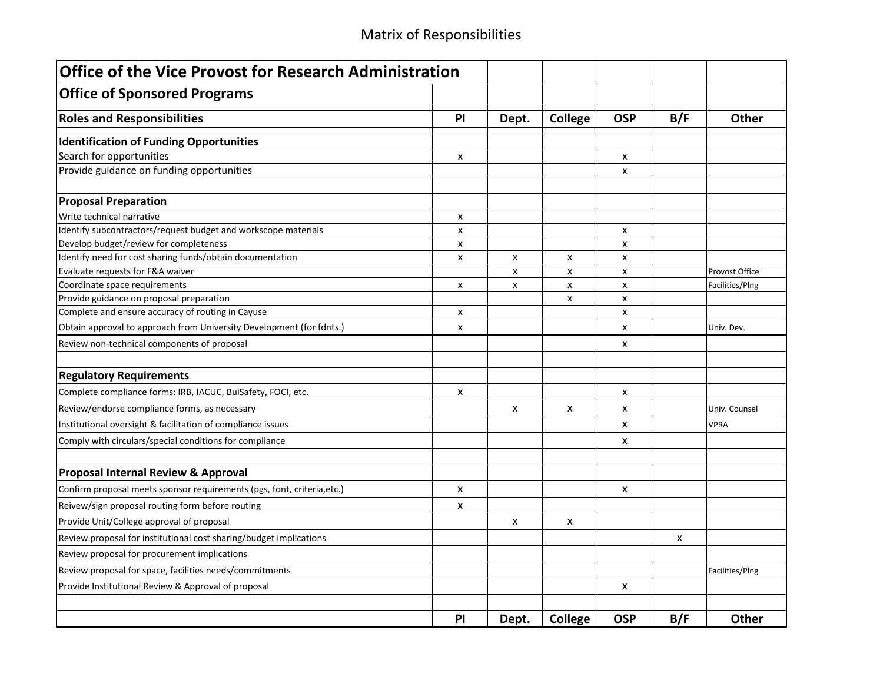# Matrix of Responsibilities

| **Office of the Vice Provost for Research Administration** | | | | | | |
|---|---|---|---|---|---|---|
| **Office of Sponsored Programs** | | | | | | |
| **Roles and Responsibilities** | **PI** | **Dept.** | **College** | **OSP** | **B/F** | **Other** |
| **Identification of Funding Opportunities** | | | | | | |
| Search for opportunities | x | | | x | | |
| Provide guidance on funding opportunities | | | | x | | |
| | | | | | | |
| **Proposal Preparation** | | | | | | |
| Write technical narrative | x | | | | | |
| Identify subcontractors/request budget and workscope materials | x | | | x | | |
| Develop budget/review for completeness | x | | | x | | |
| Identify need for cost sharing funds/obtain documentation | x | x | x | x | | |
| Evaluate requests for F&A waiver | | x | x | x | | Provost Office |
| Coordinate space requirements | x | x | x | x | | Facilities/Plng |
| Provide guidance on proposal preparation | | | x | x | | |
| Complete and ensure accuracy of routing in Cayuse | x | | | x | | |
| Obtain approval to approach from University Development (for fdnts.) | x | | | x | | Univ. Dev. |
| Review non-technical components of proposal | | | | x | | |
| | | | | | | |
| **Regulatory Requirements** | | | | | | |
| Complete compliance forms: IRB, IACUC, BuiSafety, FOCI, etc. | x | | | x | | |
| Review/endorse compliance forms, as necessary | | x | x | x | | Univ. Counsel |
| Institutional oversight & facilitation of compliance issues | | | | x | | VPRA |
| Comply with circulars/special conditions for compliance | | | | x | | |
| | | | | | | |
| **Proposal Internal Review & Approval** | | | | | | |
| Confirm proposal meets sponsor requirements (pgs, font, criteria,etc.) | x | | | x | | |
| Reivew/sign proposal routing form before routing | x | | | | | |
| Provide Unit/College approval of proposal | | x | x | | | |
| Review proposal for institutional cost sharing/budget implications | | | | | x | |
| Review proposal for procurement implications | | | | | | |
| Review proposal for space, facilities needs/commitments | | | | | | Facilities/Plng |
| Provide Institutional Review & Approval of proposal | | | | x | | |
| | | | | | | |
| | **PI** | **Dept.** | **College** | **OSP** | **B/F** | **Other** |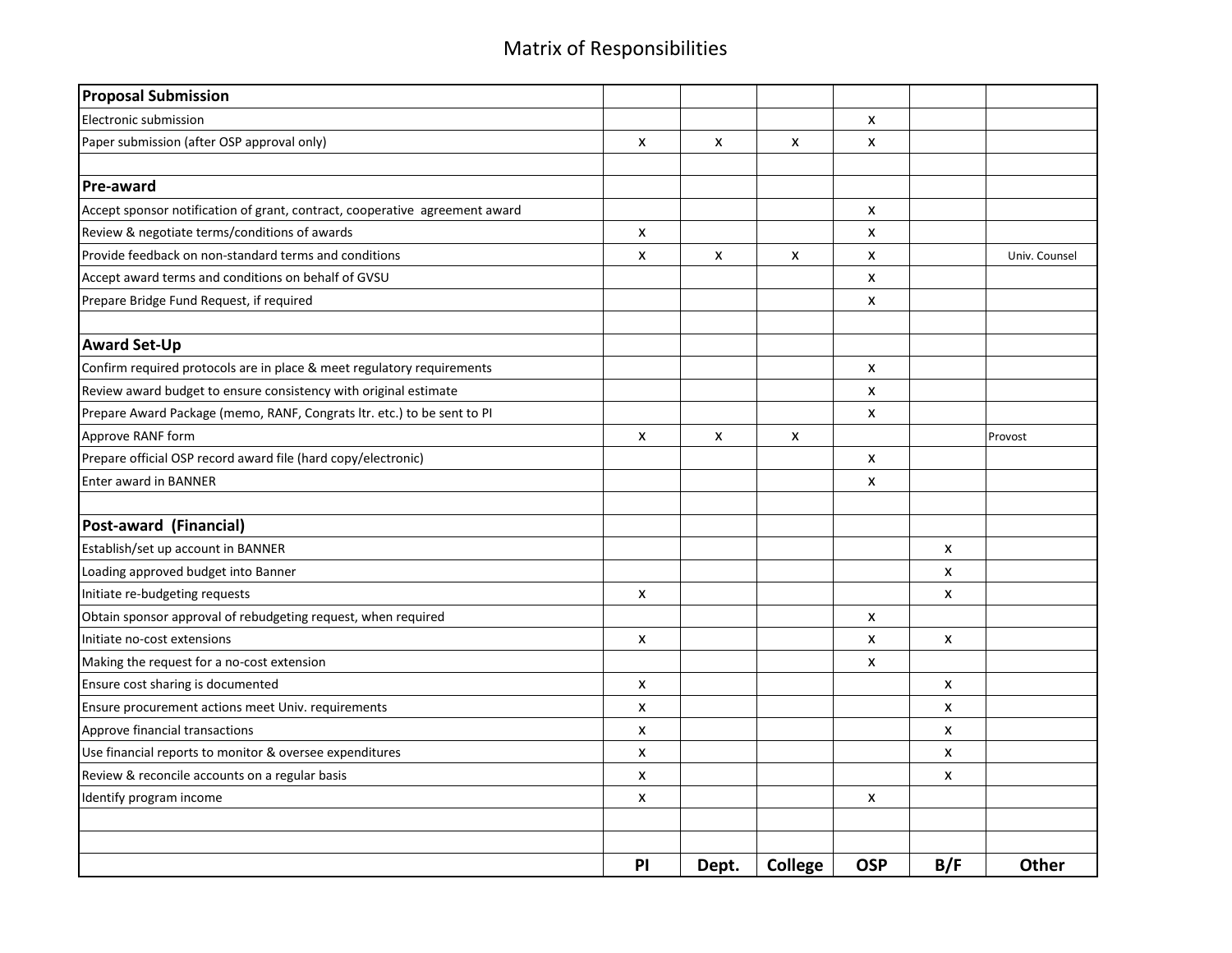# Matrix of Responsibilities

| | PI | Dept. | College | OSP | B/F | Other |
|---|---|---|---|---|---|---|
| **Proposal Submission** | | | | | | |
| Electronic submission | | | | x | | |
| Paper submission (after OSP approval only) | x | x | x | x | | |
| | | | | | | |
| **Pre-award** | | | | | | |
| Accept sponsor notification of grant, contract, cooperative agreement award | | | | x | | |
| Review & negotiate terms/conditions of awards | x | | | x | | |
| Provide feedback on non-standard terms and conditions | x | x | x | x | | Univ. Counsel |
| Accept award terms and conditions on behalf of GVSU | | | | x | | |
| Prepare Bridge Fund Request, if required | | | | x | | |
| | | | | | | |
| **Award Set-Up** | | | | | | |
| Confirm required protocols are in place & meet regulatory requirements | | | | x | | |
| Review award budget to ensure consistency with original estimate | | | | x | | |
| Prepare Award Package (memo, RANF, Congrats ltr. etc.) to be sent to PI | | | | x | | |
| Approve RANF form | x | x | x | | | Provost |
| Prepare official OSP record award file (hard copy/electronic) | | | | x | | |
| Enter award in BANNER | | | | x | | |
| | | | | | | |
| **Post-award (Financial)** | | | | | | |
| Establish/set up account in BANNER | | | | | x | |
| Loading approved budget into Banner | | | | | x | |
| Initiate re-budgeting requests | x | | | | x | |
| Obtain sponsor approval of rebudgeting request, when required | | | | x | | |
| Initiate no-cost extensions | x | | | x | x | |
| Making the request for a no-cost extension | | | | x | | |
| Ensure cost sharing is documented | x | | | | x | |
| Ensure procurement actions meet Univ. requirements | x | | | | x | |
| Approve financial transactions | x | | | | x | |
| Use financial reports to monitor & oversee expenditures | x | | | | x | |
| Review & reconcile accounts on a regular basis | x | | | | x | |
| Identify program income | x | | | x | | |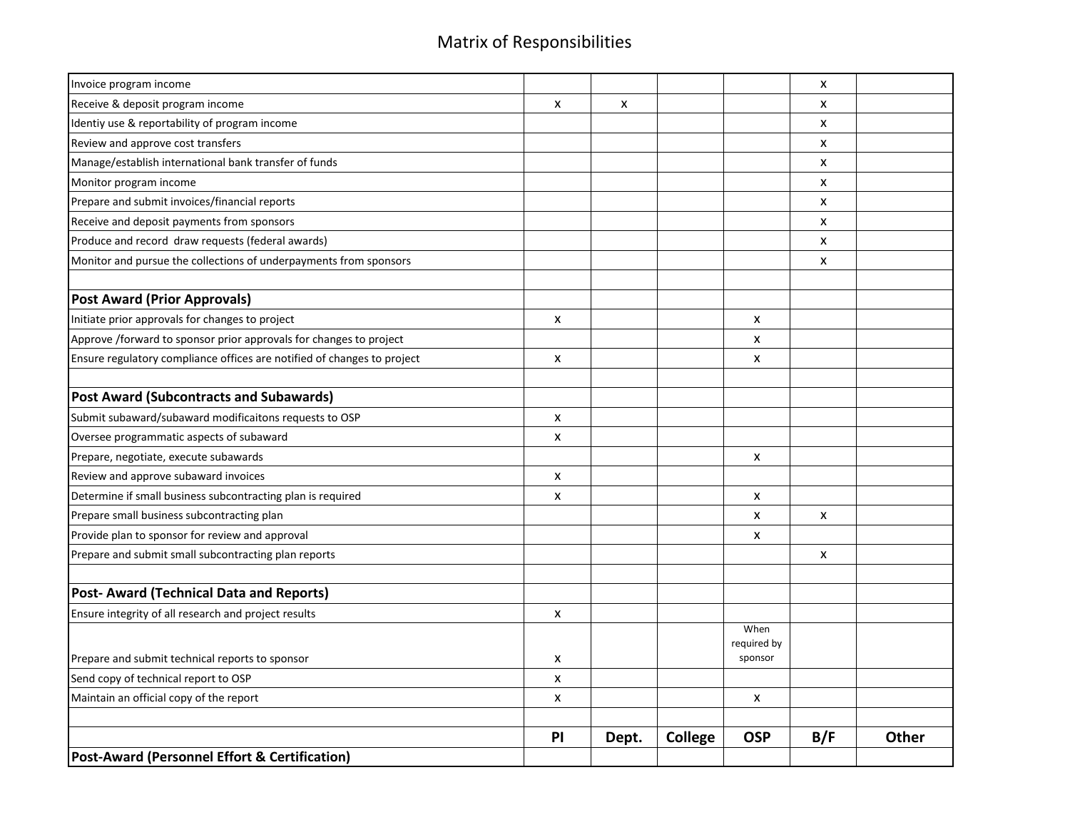# Matrix of Responsibilities

| | PI | Dept. | College | OSP | B/F | Other |
|---|---|---|---|---|---|---|
| Invoice program income | | | | | x | |
| Receive & deposit program income | x | x | | | x | |
| Identiy use & reportability of program income | | | | | x | |
| Review and approve cost transfers | | | | | x | |
| Manage/establish international bank transfer of funds | | | | | x | |
| Monitor program income | | | | | x | |
| Prepare and submit invoices/financial reports | | | | | x | |
| Receive and deposit payments from sponsors | | | | | x | |
| Produce and record draw requests (federal awards) | | | | | x | |
| Monitor and pursue the collections of underpayments from sponsors | | | | | x | |
| | | | | | | |
| **Post Award (Prior Approvals)** | | | | | | |
| Initiate prior approvals for changes to project | x | | | x | | |
| Approve /forward to sponsor prior approvals for changes to project | | | | x | | |
| Ensure regulatory compliance offices are notified of changes to project | x | | | x | | |
| | | | | | | |
| **Post Award (Subcontracts and Subawards)** | | | | | | |
| Submit subaward/subaward modificaitons requests to OSP | x | | | | | |
| Oversee programmatic aspects of subaward | x | | | | | |
| Prepare, negotiate, execute subawards | | | | x | | |
| Review and approve subaward invoices | x | | | | | |
| Determine if small business subcontracting plan is required | x | | | x | | |
| Prepare small business subcontracting plan | | | | x | x | |
| Provide plan to sponsor for review and approval | | | | x | | |
| Prepare and submit small subcontracting plan reports | | | | | x | |
| | | | | | | |
| **Post- Award (Technical Data and Reports)** | | | | | | |
| Ensure integrity of all research and project results | x | | | | | |
| Prepare and submit technical reports to sponsor | x | | | When required by sponsor | | |
| Send copy of technical report to OSP | x | | | | | |
| Maintain an official copy of the report | x | | | x | | |
| | | | | | | |
| | **PI** | **Dept.** | **College** | **OSP** | **B/F** | **Other** |
| **Post-Award (Personnel Effort & Certification)** | | | | | | |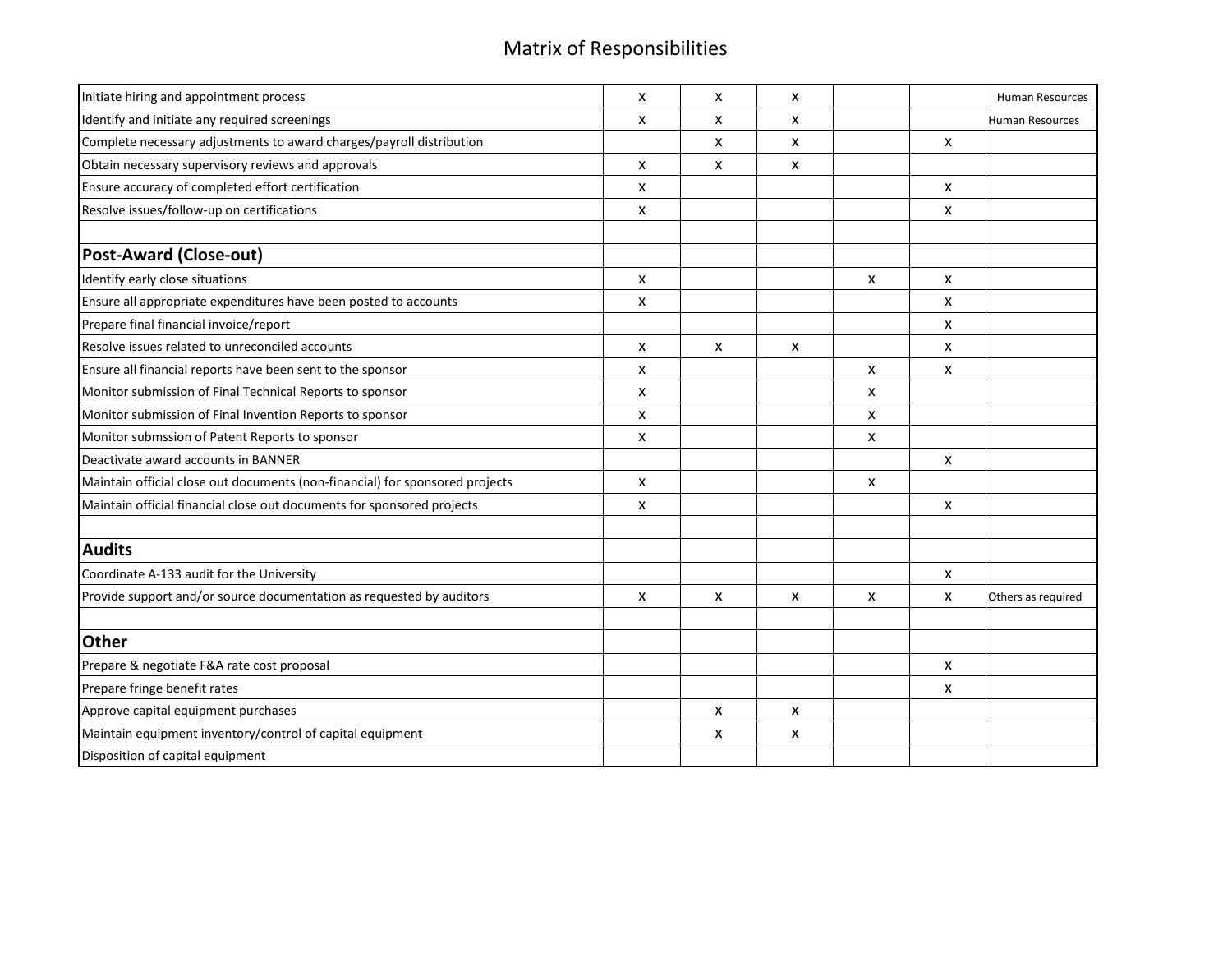# Matrix of Responsibilities

| | | | | | | |
|---|---|---|---|---|---|---|
| Initiate hiring and appointment process | x | x | x | | | Human Resources |
| Identify and initiate any required screenings | x | x | x | | | Human Resources |
| Complete necessary adjustments to award charges/payroll distribution | | x | x | | x | |
| Obtain necessary supervisory reviews and approvals | x | x | x | | | |
| Ensure accuracy of completed effort certification | x | | | | x | |
| Resolve issues/follow-up on certifications | x | | | | x | |
| | | | | | | |
| **Post-Award (Close-out)** | | | | | | |
| Identify early close situations | x | | | x | x | |
| Ensure all appropriate expenditures have been posted to accounts | x | | | | x | |
| Prepare final financial invoice/report | | | | | x | |
| Resolve issues related to unreconciled accounts | x | x | x | | x | |
| Ensure all financial reports have been sent to the sponsor | x | | | x | x | |
| Monitor submission of Final Technical Reports to sponsor | x | | | x | | |
| Monitor submission of Final Invention Reports to sponsor | x | | | x | | |
| Monitor submssion of Patent Reports to sponsor | x | | | x | | |
| Deactivate award accounts in BANNER | | | | | x | |
| Maintain official close out documents (non-financial) for sponsored projects | x | | | x | | |
| Maintain official financial close out documents for sponsored projects | x | | | | x | |
| | | | | | | |
| **Audits** | | | | | | |
| Coordinate A-133 audit for the University | | | | | x | |
| Provide support and/or source documentation as requested by auditors | x | x | x | x | x | Others as required |
| | | | | | | |
| **Other** | | | | | | |
| Prepare & negotiate F&A rate cost proposal | | | | | x | |
| Prepare fringe benefit rates | | | | | x | |
| Approve capital equipment purchases | | x | x | | | |
| Maintain equipment inventory/control of capital equipment | | x | x | | | |
| Disposition of capital equipment | | | | | | |